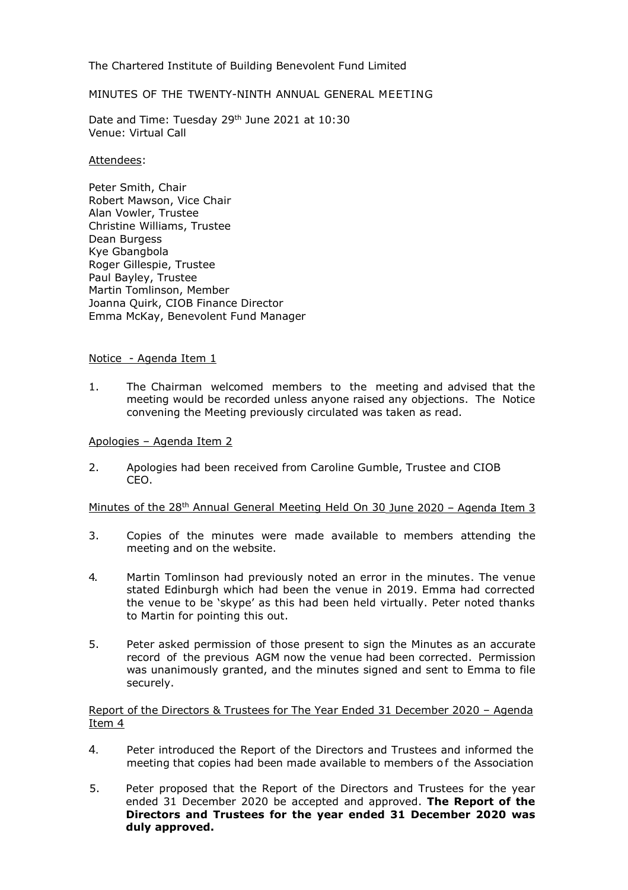The Chartered Institute of Building Benevolent Fund Limited

MINUTES OF THE TWENTY-NINTH ANNUAL GENERAL MEETING

Date and Time: Tuesday 29th June 2021 at 10:30
Venue: Virtual Call

Attendees:

Peter Smith, Chair
Robert Mawson, Vice Chair
Alan Vowler, Trustee
Christine Williams, Trustee
Dean Burgess
Kye Gbangbola
Roger Gillespie, Trustee
Paul Bayley, Trustee
Martin Tomlinson, Member
Joanna Quirk, CIOB Finance Director
Emma McKay, Benevolent Fund Manager

Notice - Agenda Item 1

1. The Chairman welcomed members to the meeting and advised that the meeting would be recorded unless anyone raised any objections. The Notice convening the Meeting previously circulated was taken as read.

Apologies – Agenda Item 2

2. Apologies had been received from Caroline Gumble, Trustee and CIOB CEO.

Minutes of the 28th Annual General Meeting Held On 30 June 2020 – Agenda Item 3

3. Copies of the minutes were made available to members attending the meeting and on the website.

4. Martin Tomlinson had previously noted an error in the minutes. The venue stated Edinburgh which had been the venue in 2019. Emma had corrected the venue to be 'skype' as this had been held virtually. Peter noted thanks to Martin for pointing this out.

5. Peter asked permission of those present to sign the Minutes as an accurate record of the previous AGM now the venue had been corrected. Permission was unanimously granted, and the minutes signed and sent to Emma to file securely.

Report of the Directors & Trustees for The Year Ended 31 December 2020 – Agenda Item 4

4. Peter introduced the Report of the Directors and Trustees and informed the meeting that copies had been made available to members of the Association

5. Peter proposed that the Report of the Directors and Trustees for the year ended 31 December 2020 be accepted and approved. **The Report of the Directors and Trustees for the year ended 31 December 2020 was duly approved.**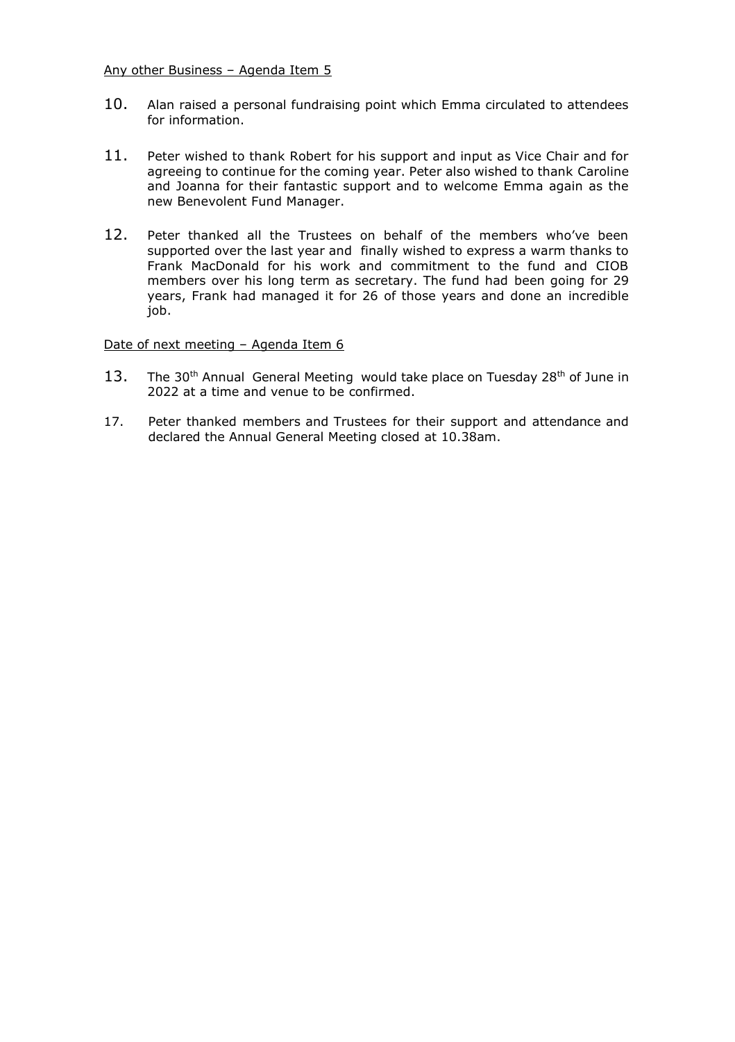Any other Business – Agenda Item 5

10. Alan raised a personal fundraising point which Emma circulated to attendees for information.

11. Peter wished to thank Robert for his support and input as Vice Chair and for agreeing to continue for the coming year. Peter also wished to thank Caroline and Joanna for their fantastic support and to welcome Emma again as the new Benevolent Fund Manager.

12. Peter thanked all the Trustees on behalf of the members who've been supported over the last year and finally wished to express a warm thanks to Frank MacDonald for his work and commitment to the fund and CIOB members over his long term as secretary. The fund had been going for 29 years, Frank had managed it for 26 of those years and done an incredible job.

Date of next meeting – Agenda Item 6

13. The 30th Annual General Meeting would take place on Tuesday 28th of June in 2022 at a time and venue to be confirmed.

17. Peter thanked members and Trustees for their support and attendance and declared the Annual General Meeting closed at 10.38am.